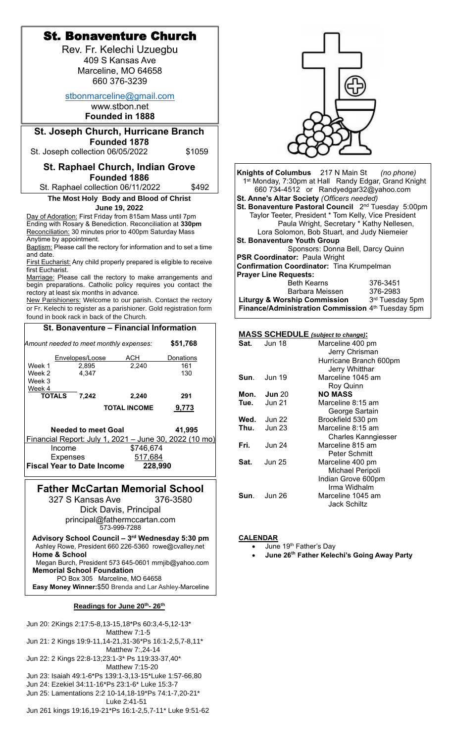# St. Bonaventure Church

Rev. Fr. Kelechi Uzuegbu
409 S Kansas Ave
Marceline, MO 64658
660 376-3239

stbonmarceline@gmail.com
www.stbon.net
**Founded in 1888**

## St. Joseph Church, Hurricane Branch

**Founded 1878**

St. Joseph collection 06/05/2022 $1059

## St. Raphael Church, Indian Grove

**Founded 1886**

St. Raphael collection 06/11/2022 $492

**The Most Holy Body and Blood of Christ**
**June 19, 2022**

Day of Adoration: First Friday from 815am Mass until 7pm Ending with Rosary & Benediction. Reconciliation at **330pm**

Reconciliation: 30 minutes prior to 400pm Saturday Mass Anytime by appointment.

Baptism: Please call the rectory for information and to set a time and date.

First Eucharist: Any child properly prepared is eligible to receive first Eucharist.

Marriage: Please call the rectory to make arrangements and begin preparations. Catholic policy requires you contact the rectory at least six months in advance.

New Parishioners: Welcome to our parish. Contact the rectory or Fr. Kelechi to register as a parishioner. Gold registration form found in book rack in back of the Church.

### St. Bonaventure – Financial Information

*Amount needed to meet monthly expenses:* **$51,768**

| | Envelopes/Loose | ACH | Donations |
|---|---|---|---|
| Week 1 | 2,895 | 2,240 | 161 |
| Week 2 | 4,347 | | 130 |
| Week 3 | | | |
| Week 4 | | | |
| **TOTALS** | **7,242** | **2,240** | **291** |
| | | **TOTAL INCOME** | **9,773** |

**Needed to meet Goal** **41,995**

Financial Report: July 1, 2021 – June 30, 2022 (10 mo)

| | |
|---|---|
| Income | $746,674 |
| Expenses | 517,684 |
| **Fiscal Year to Date Income** | **228,990** |

## Father McCartan Memorial School

327 S Kansas Ave 376-3580
Dick Davis, Principal
principal@fathermccartan.com
573-999-7288

**Advisory School Council – 3rd Wednesday 5:30 pm**
Ashley Rowe, President 660 226-5360 rowe@cvalley.net
**Home & School**
Megan Burch, President 573 645-0601 mrnjib@yahoo.com
**Memorial School Foundation**
PO Box 305 Marceline, MO 64658
**Easy Money Winner:**$50 Brenda and Lar Ashley-Marceline

### Readings for June 20th- 26th

Jun 20: 2Kings 2:17:5-8,13-15,18*Ps 60:3,4-5,12-13* Matthew 7:1-5
Jun 21: 2 Kings 19:9-11,14-21,31-36*Ps 16:1-2,5,7-8,11* Matthew 7:,24-14
Jun 22: 2 Kings 22:8-13;23:1-3* Ps 119:33-37,40* Matthew 7:15-20
Jun 23: Isaiah 49:1-6*Ps 139:1-3,13-15*Luke 1:57-66,80
Jun 24: Ezekiel 34:11-16*Ps 23:1-6* Luke 15:3-7
Jun 25: Lamentations 2:2 10-14,18-19*Ps 74:1-7,20-21* Luke 2:41-51
Jun 261 kings 19:16,19-21*Ps 16:1-2,5,7-11* Luke 9:51-62

**Knights of Columbus** 217 N Main St *(no phone)*
1st Monday, 7:30pm at Hall Randy Edgar, Grand Knight
660 734-4512 or Randyedgar32@yahoo.com
**St. Anne's Altar Society** *(Officers needed)*
**St. Bonaventure Pastoral Council** 2nd Tuesday 5:00pm
Taylor Teeter, President * Tom Kelly, Vice President
Paula Wright, Secretary * Kathy Nellesen,
Lora Solomon, Bob Stuart, and Judy Niemeier
**St. Bonaventure Youth Group**
Sponsors: Donna Bell, Darcy Quinn
**PSR Coordinator:** Paula Wright
**Confirmation Coordinator:** Tina Krumpelman
**Prayer Line Requests:**
Beth Kearns 376-3451
Barbara Meissen 376-2983
**Liturgy & Worship Commission** 3rd Tuesday 5pm
**Finance/Administration Commission** 4th Tuesday 5pm

### MASS SCHEDULE *(subject to change)*:

| | | |
|---|---|---|
| **Sat.** | Jun 18 | Marceline 400 pm<br>Jerry Chrisman<br>Hurricane Branch 600pm<br>Jerry Whitthar |
| **Sun**. | Jun 19 | Marceline 1045 am<br>Roy Quinn |
| **Mon.** | **Jun** 20 | **NO MASS** |
| **Tue.** | Jun 21 | Marceline 8:15 am<br>George Sartain |
| **Wed.** | Jun 22 | Brookfield 530 pm |
| **Thu.** | Jun 23 | Marceline 8:15 am<br>Charles Kanngiesser |
| **Fri.** | Jun 24 | Marceline 815 am<br>Peter Schmitt |
| **Sat.** | Jun 25 | Marceline 400 pm<br>Michael Peripoli<br>Indian Grove 600pm<br>Irma Widhalm |
| **Sun**. | Jun 26 | Marceline 1045 am<br>Jack Schiltz |

### CALENDAR

- June 19th Father's Day
- **June 26th Father Kelechi's Going Away Party**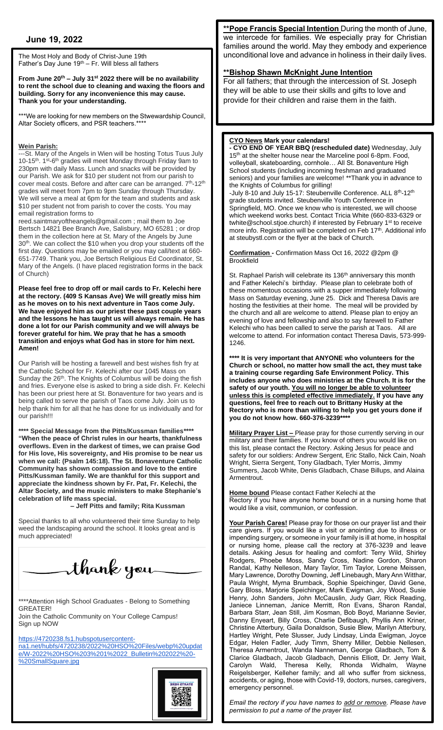## June 19, 2022

The Most Holy and Body of Christ-June 19th
Father's Day June 19th – Fr. Will bless all fathers

**From June 20th – July 31st 2022 there will be no availability to rent the school due to cleaning and waxing the floors and building. Sorry for any inconvenience this may cause. Thank you for your understanding.**

***We are looking for new members on the Stwewardship Council, Altar Society officers, and PSR teachers.****

**Wein Parish:**

---St. Mary of the Angels in Wien will be hosting Totus Tuus July 10-15th. 1st-6th grades will meet Monday through Friday 9am to 230pm with daily Mass. Lunch and snacks will be provided by our Parish. We ask for $10 per student not from our parish to cover meal costs. Before and after care can be arranged. 7th-12th grades will meet from 7pm to 9pm Sunday through Thursday. We will serve a meal at 6pm for the team and students and ask $10 per student not from parish to cover the costs. You may email registration forms to reed.saintmaryoftheangels@gmail.com ; mail them to Joe Bertsch 14821 Bee Branch Ave, Salisbury, MO 65281 ; or drop them in the collection here at St. Mary of the Angels by June 30th. We can collect the $10 when you drop your students off the first day. Questions may be emailed or you may call/text at 660-651-7749. Thank you, Joe Bertsch Religious Ed Coordinator, St. Mary of the Angels. (I have placed registration forms in the back of Church)

**Please feel free to drop off or mail cards to Fr. Kelechi here at the rectory. (409 S Kansas Ave) We will greatly miss him as he moves on to his next adventure in Taos come July. We have enjoyed him as our priest these past couple years and the lessons he has taught us will always remain. He has done a lot for our Parish community and we will always be forever grateful for him. We pray that he has a smooth transition and enjoys what God has in store for him next. Amen!**

Our Parish will be hosting a farewell and best wishes fish fry at the Catholic School for Fr. Kelechi after our 1045 Mass on Sunday the 26th. The Knights of Columbus will be doing the fish and fries. Everyone else is asked to bring a side dish. Fr. Kelechi has been our priest here at St. Bonaventure for two years and is being called to serve the parish of Taos come July. Join us to help thank him for all that he has done for us individually and for our parish!!!

**\*\*\*\* Special Message from the Pitts/Kussman families\*\*\*\***
**"When the peace of Christ rules in our hearts, thankfulness overflows. Even in the darkest of times, we can praise God for His love, His sovereignty, and His promise to be near us when we call: (Psalm 145:18). The St. Bonaventure Catholic Community has shown compassion and love to the entire Pitts/Kussman family. We are thankful for this support and appreciate the kindness shown by Fr. Pat, Fr. Kelechi, the Altar Society, and the music ministers to make Stephanie's celebration of life mass special.**
**– Jeff Pitts and family; Rita Kussman**

Special thanks to all who volunteered their time Sunday to help weed the landscaping around the school. It looks great and is much appreciated!

thank you

****Attention High School Graduates - Belong to Something GREATER!
Join the Catholic Community on Your College Campus!
Sign up NOW

https://4720238.fs1.hubspotusercontent-na1.net/hubfs/4720238/2022%20HSO%20Files/webp%20update/W-2022%20HSO%203%201%2022_Bulletin%202022%20-%20SmallSquare.jpg

**\*\*Pope Francis Special Intention** During the month of June, we intercede for families. We especially pray for Christian families around the world. May they embody and experience unconditional love and advance in holiness in their daily lives.

**\*\*Bishop Shawn McKnight June Intention**
For all fathers; that through the intercession of St. Joseph they will be able to use their skills and gifts to love and provide for their children and raise them in the faith.

**CYO News Mark your calendars!**
**- CYO END OF YEAR BBQ (rescheduled date)** Wednesday, July 15th at the shelter house near the Marceline pool 6-8pm. Food, volleyball, skateboarding, cornhole… All St. Bonaventure High School students (including incoming freshman and graduated seniors) and your families are welcome! **Thank you in advance to the Knights of Columbus for grilling!
-July 8-10 and July 15-17: Steubenville Conference. ALL 8th-12th grade students invited. Steubenville Youth Conference in Springfield, MO. Once we know who is interested, we will choose which weekend works best. Contact Tricia White (660-833-6329 or twhite@school.stjoe.church) if interested by February 1st to receive more info. Registration will be completed on Feb 17th. Additional info at steubystl.com or the flyer at the back of Church.

**Confirmation -** Confirmation Mass Oct 16, 2022 @2pm @ Brookfield

St. Raphael Parish will celebrate its 136th anniversary this month and Father Kelechi's birthday. Please plan to celebrate both of these momentous occasions with a supper immediately following Mass on Saturday evening, June 25. Dick and Theresa Davis are hosting the festivities at their home. The meal will be provided by the church and all are welcome to attend. Please plan to enjoy an evening of love and fellowship and also to say farewell to Father Kelechi who has been called to serve the parish at Taos. All are welcome to attend. For information contact Theresa Davis, 573-999-1246.

**\*\*\*\* It is very important that ANYONE who volunteers for the Church or school, no matter how small the act, they must take a training course regarding Safe Environment Policy. This includes anyone who does ministries at the Church. It is for the safety of our youth. You will no longer be able to volunteer unless this is completed effective immediately. If you have any questions, feel free to reach out to Brittany Husky at the Rectory who is more than willing to help you get yours done if you do not know how. 660-376-3239\*\*\*\***

**Military Prayer List –** Please pray for those currently serving in our military and their families. If you know of others you would like on this list, please contact the Rectory. Asking Jesus for peace and safety for our soldiers: Andrew Sergent, Eric Stallo, Nick Cain, Noah Wright, Sierra Sergent, Tony Gladbach, Tyler Morris, Jimmy Summers, Jacob White, Denis Gladbach, Chase Billups, and Alaina Armentrout.

**Home bound** Please contact Father Kelechi at the Rectory if you have anyone home bound or in a nursing home that would like a visit, communion, or confession.

**Your Parish Cares!** Please pray for those on our prayer list and their care givers. If you would like a visit or anointing due to illness or impending surgery, or someone in your family is ill at home, in hospital or nursing home, please call the rectory at 376-3239 and leave details. Asking Jesus for healing and comfort: Terry Wild, Shirley Rodgers, Phoebe Moss, Sandy Cross, Nadine Gordon, Sharon Randal, Kathy Nelleson, Mary Taylor, Tim Taylor, Lorene Meissen, Mary Lawrence, Dorothy Downing, Jeff Linebaugh, Mary Ann Witthar, Paula Wright, Myrna Brumback, Sophie Speichinger, David Gene, Gary Bloss, Marjorie Speichinger, Mark Ewigman, Joy Wood, Susie Henry, John Sanders, John McCauslin, Judy Garr, Rick Reading, Janiece Linneman, Janice Merritt, Ron Evans, Susan Randal, Barbara Starr, Jean Still, Jim Kosman, Bob Boyd, Marianne Sevier, Danny Enyeart, Billy Cross, Charlie Defibaugh, Phyllis Ann Kriner, Christine Atterbury, Gaila Donaldson, Susie Blew, Marilyn Atterbury, Hartley Wright, Pete Slusser, Judy Lindsay, Linda Ewigman, Joyce Edgar, Helen Fadler, Judy Timm, Sherry Miller, Debbie Nellesen, Theresa Armentrout, Wanda Nanneman, George Gladbach, Tom & Clarice Gladbach, Jacob Gladbach, Dennis Elliott, Dr. Jerry Wait, Carolyn Wald, Theresa Kelly, Rhonda Widhalm, Wayne Reigelsberger, Kelleher family; and all who suffer from sickness, accidents, or aging, those with Covid-19, doctors, nurses, caregivers, emergency personnel.

*Email the rectory if you have names to add or remove. Please have permission to put a name of the prayer list.*